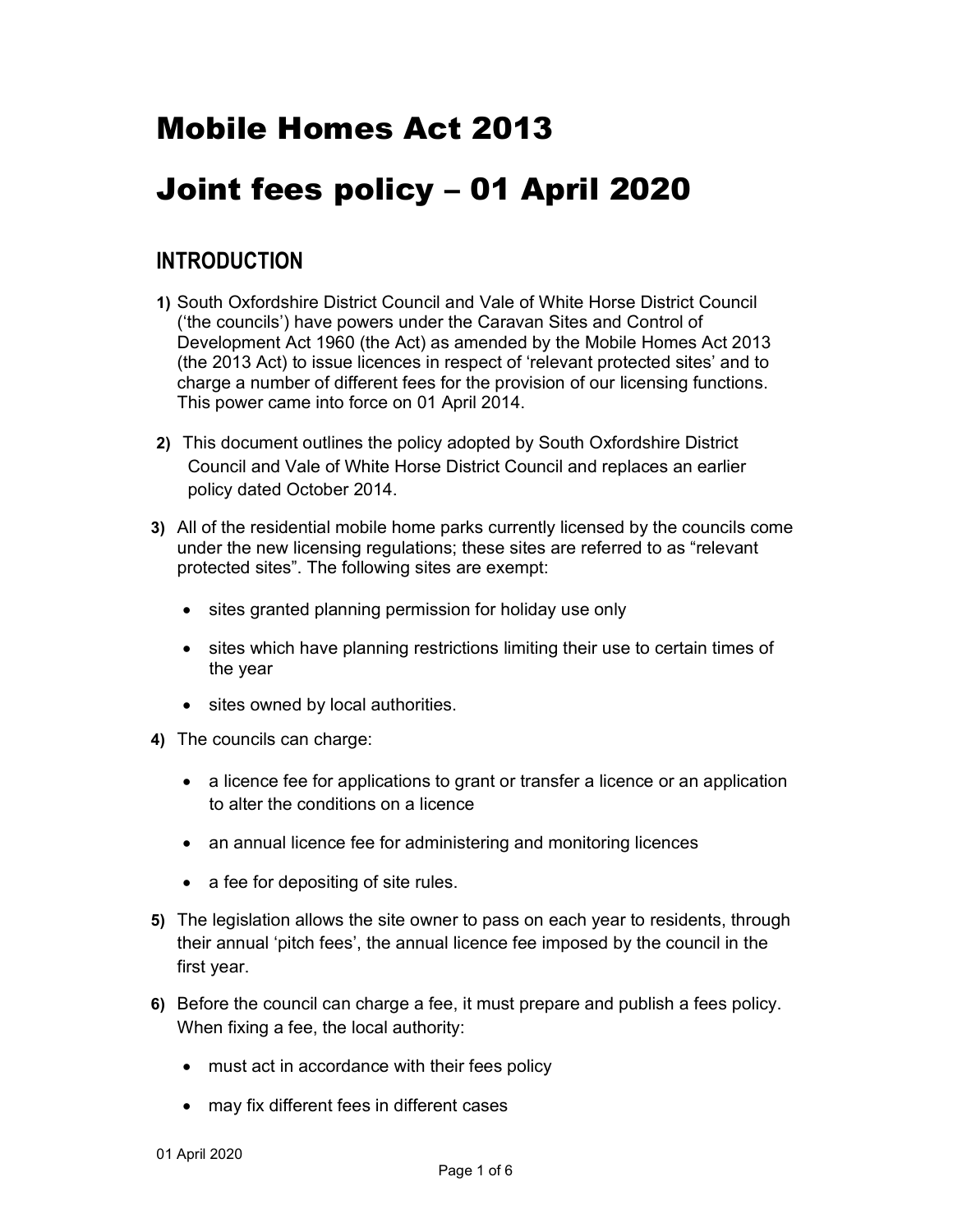# Mobile Homes Act 2013

# Joint fees policy – 01 April 2020

## INTRODUCTION

1) South Oxfordshire District Council and Vale of White Horse District Council ('the councils') have powers under the Caravan Sites and Control of Development Act 1960 (the Act) as amended by the Mobile Homes Act 2013 (the 2013 Act) to issue licences in respect of 'relevant protected sites' and to charge a number of different fees for the provision of our licensing functions. This power came into force on 01 April 2014.

2) This document outlines the policy adopted by South Oxfordshire District Council and Vale of White Horse District Council and replaces an earlier policy dated October 2014.

3) All of the residential mobile home parks currently licensed by the councils come under the new licensing regulations; these sites are referred to as "relevant protected sites". The following sites are exempt:

   - sites granted planning permission for holiday use only
   - sites which have planning restrictions limiting their use to certain times of the year
   - sites owned by local authorities.

4) The councils can charge:

   - a licence fee for applications to grant or transfer a licence or an application to alter the conditions on a licence
   - an annual licence fee for administering and monitoring licences
   - a fee for depositing of site rules.

5) The legislation allows the site owner to pass on each year to residents, through their annual 'pitch fees', the annual licence fee imposed by the council in the first year.

6) Before the council can charge a fee, it must prepare and publish a fees policy. When fixing a fee, the local authority:

   - must act in accordance with their fees policy
   - may fix different fees in different cases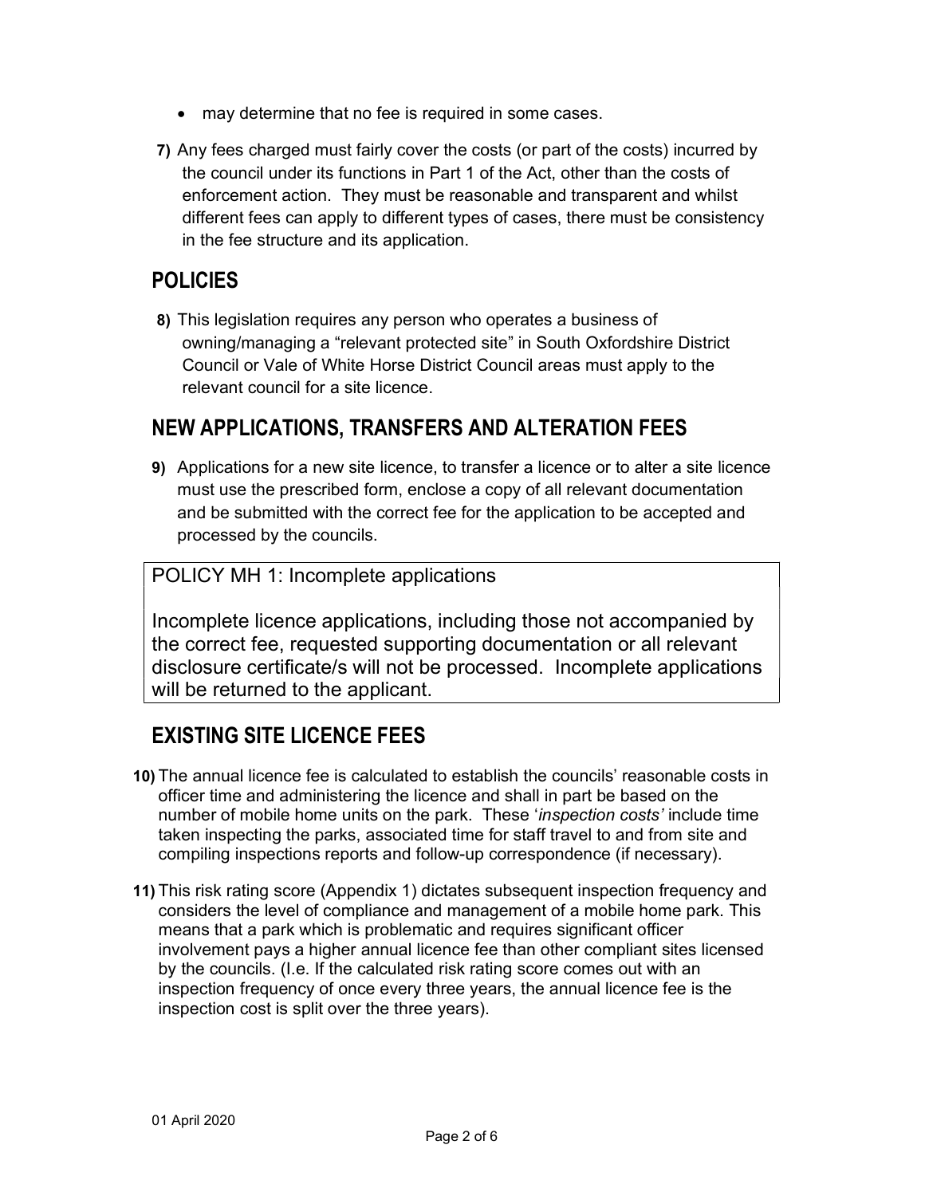- may determine that no fee is required in some cases.

**7)** Any fees charged must fairly cover the costs (or part of the costs) incurred by the council under its functions in Part 1 of the Act, other than the costs of enforcement action. They must be reasonable and transparent and whilst different fees can apply to different types of cases, there must be consistency in the fee structure and its application.

## POLICIES

**8)** This legislation requires any person who operates a business of owning/managing a "relevant protected site" in South Oxfordshire District Council or Vale of White Horse District Council areas must apply to the relevant council for a site licence.

## NEW APPLICATIONS, TRANSFERS AND ALTERATION FEES

**9)** Applications for a new site licence, to transfer a licence or to alter a site licence must use the prescribed form, enclose a copy of all relevant documentation and be submitted with the correct fee for the application to be accepted and processed by the councils.

> POLICY MH 1: Incomplete applications
>
> Incomplete licence applications, including those not accompanied by the correct fee, requested supporting documentation or all relevant disclosure certificate/s will not be processed. Incomplete applications will be returned to the applicant.

## EXISTING SITE LICENCE FEES

**10)** The annual licence fee is calculated to establish the councils' reasonable costs in officer time and administering the licence and shall in part be based on the number of mobile home units on the park. These '*inspection costs'* include time taken inspecting the parks, associated time for staff travel to and from site and compiling inspections reports and follow-up correspondence (if necessary).

**11)** This risk rating score (Appendix 1) dictates subsequent inspection frequency and considers the level of compliance and management of a mobile home park. This means that a park which is problematic and requires significant officer involvement pays a higher annual licence fee than other compliant sites licensed by the councils. (I.e. If the calculated risk rating score comes out with an inspection frequency of once every three years, the annual licence fee is the inspection cost is split over the three years).

01 April 2020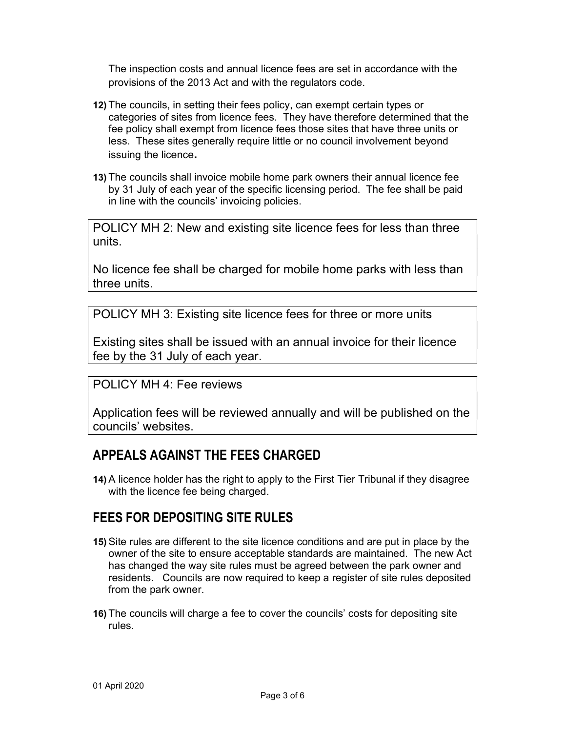The inspection costs and annual licence fees are set in accordance with the provisions of the 2013 Act and with the regulators code.

12) The councils, in setting their fees policy, can exempt certain types or categories of sites from licence fees. They have therefore determined that the fee policy shall exempt from licence fees those sites that have three units or less. These sites generally require little or no council involvement beyond issuing the licence**.**

13) The councils shall invoice mobile home park owners their annual licence fee by 31 July of each year of the specific licensing period. The fee shall be paid in line with the councils' invoicing policies.

> POLICY MH 2: New and existing site licence fees for less than three units.
>
> No licence fee shall be charged for mobile home parks with less than three units.

> POLICY MH 3: Existing site licence fees for three or more units
>
> Existing sites shall be issued with an annual invoice for their licence fee by the 31 July of each year.

> POLICY MH 4: Fee reviews
>
> Application fees will be reviewed annually and will be published on the councils' websites.

## APPEALS AGAINST THE FEES CHARGED

14) A licence holder has the right to apply to the First Tier Tribunal if they disagree with the licence fee being charged.

## FEES FOR DEPOSITING SITE RULES

15) Site rules are different to the site licence conditions and are put in place by the owner of the site to ensure acceptable standards are maintained. The new Act has changed the way site rules must be agreed between the park owner and residents. Councils are now required to keep a register of site rules deposited from the park owner.

16) The councils will charge a fee to cover the councils' costs for depositing site rules.

01 April 2020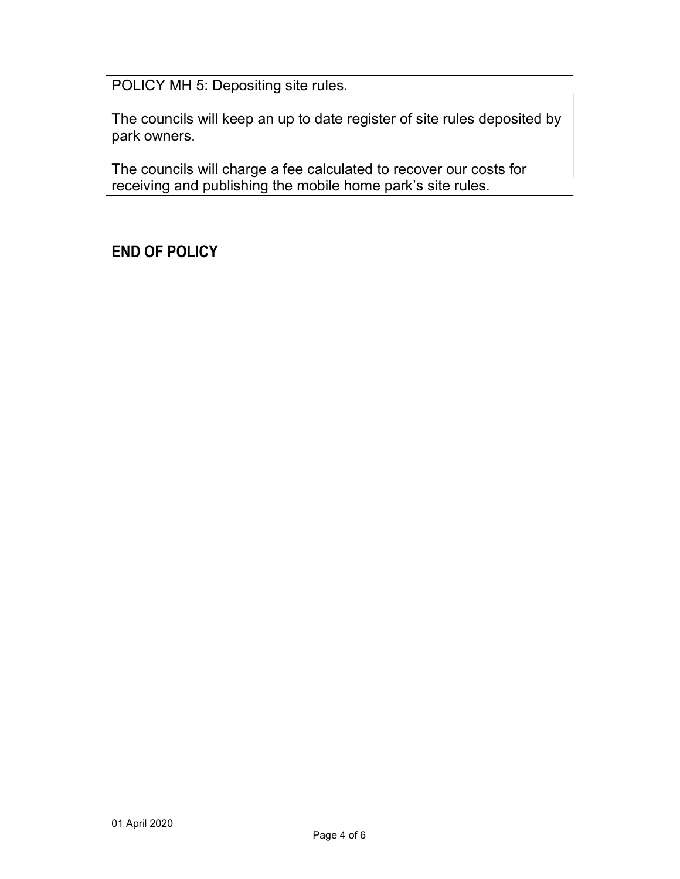POLICY MH 5: Depositing site rules.

The councils will keep an up to date register of site rules deposited by park owners.

The councils will charge a fee calculated to recover our costs for receiving and publishing the mobile home park's site rules.

## END OF POLICY

01 April 2020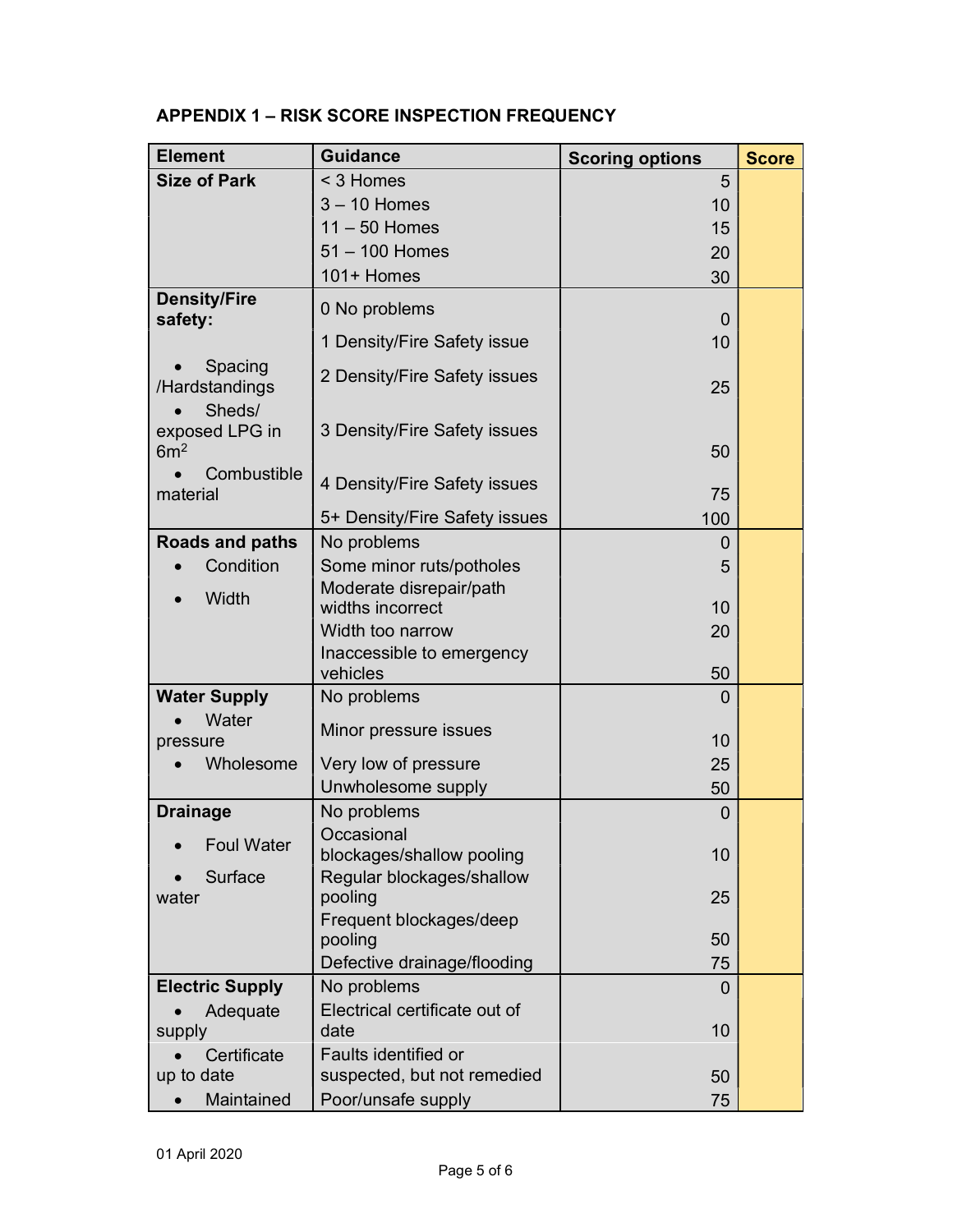## APPENDIX 1 – RISK SCORE INSPECTION FREQUENCY

| Element | Guidance | Scoring options | Score |
|---|---|---|---|
| **Size of Park** | < 3 Homes | 5 | |
| | 3 – 10 Homes | 10 | |
| | 11 – 50 Homes | 15 | |
| | 51 – 100 Homes | 20 | |
| | 101+ Homes | 30 | |
| **Density/Fire safety:** | 0 No problems | 0 | |
| | 1 Density/Fire Safety issue | 10 | |
| • Spacing /Hardstandings | 2 Density/Fire Safety issues | 25 | |
| • Sheds/ exposed LPG in 6m$^2$ | 3 Density/Fire Safety issues | 50 | |
| • Combustible material | 4 Density/Fire Safety issues | 75 | |
| | 5+ Density/Fire Safety issues | 100 | |
| **Roads and paths** | No problems | 0 | |
| • Condition | Some minor ruts/potholes | 5 | |
| • Width | Moderate disrepair/path widths incorrect | 10 | |
| | Width too narrow | 20 | |
| | Inaccessible to emergency vehicles | 50 | |
| **Water Supply** | No problems | 0 | |
| • Water pressure | Minor pressure issues | 10 | |
| • Wholesome | Very low of pressure | 25 | |
| | Unwholesome supply | 50 | |
| **Drainage** | No problems | 0 | |
| • Foul Water | Occasional blockages/shallow pooling | 10 | |
| • Surface water | Regular blockages/shallow pooling | 25 | |
| | Frequent blockages/deep pooling | 50 | |
| | Defective drainage/flooding | 75 | |
| **Electric Supply** | No problems | 0 | |
| • Adequate supply | Electrical certificate out of date | 10 | |
| • Certificate up to date | Faults identified or suspected, but not remedied | 50 | |
| • Maintained | Poor/unsafe supply | 75 | |

01 April 2020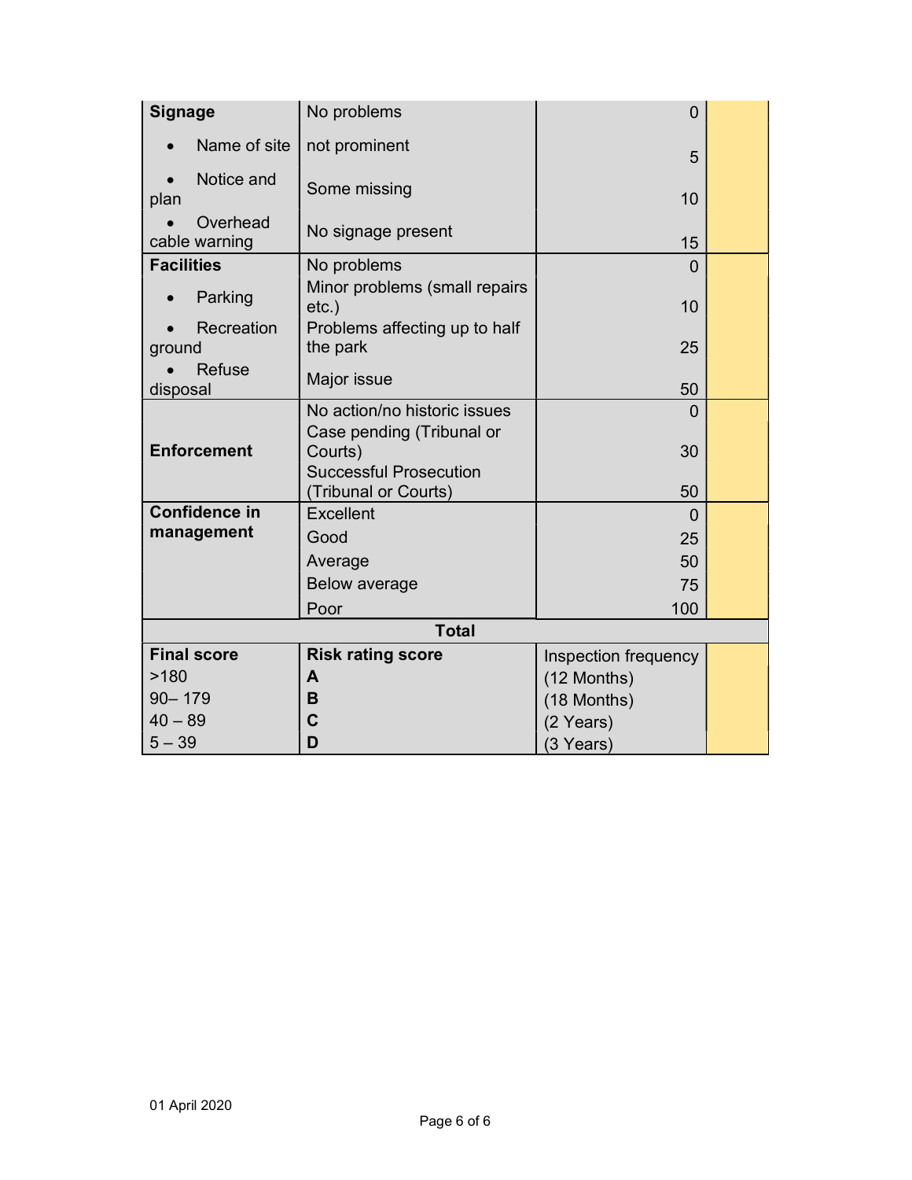| | | | |
|---|---|---|---|
| **Signage**<br>• Name of site<br>• Notice and plan<br>• Overhead cable warning | No problems | 0 | |
| | not prominent | 5 | |
| | Some missing | 10 | |
| | No signage present | 15 | |
| **Facilities**<br>• Parking<br>• Recreation ground<br>• Refuse disposal | No problems | 0 | |
| | Minor problems (small repairs etc.) | 10 | |
| | Problems affecting up to half the park | 25 | |
| | Major issue | 50 | |
| **Enforcement** | No action/no historic issues | 0 | |
| | Case pending (Tribunal or Courts) | 30 | |
| | Successful Prosecution (Tribunal or Courts) | 50 | |
| **Confidence in management** | Excellent | 0 | |
| | Good | 25 | |
| | Average | 50 | |
| | Below average | 75 | |
| | Poor | 100 | |
| **Total** | | | |
| **Final score** | **Risk rating score** | Inspection frequency | |
| >180 | **A** | (12 Months) | |
| 90– 179 | **B** | (18 Months) | |
| 40 – 89 | **C** | (2 Years) | |
| 5 – 39 | **D** | (3 Years) | |

01 April 2020